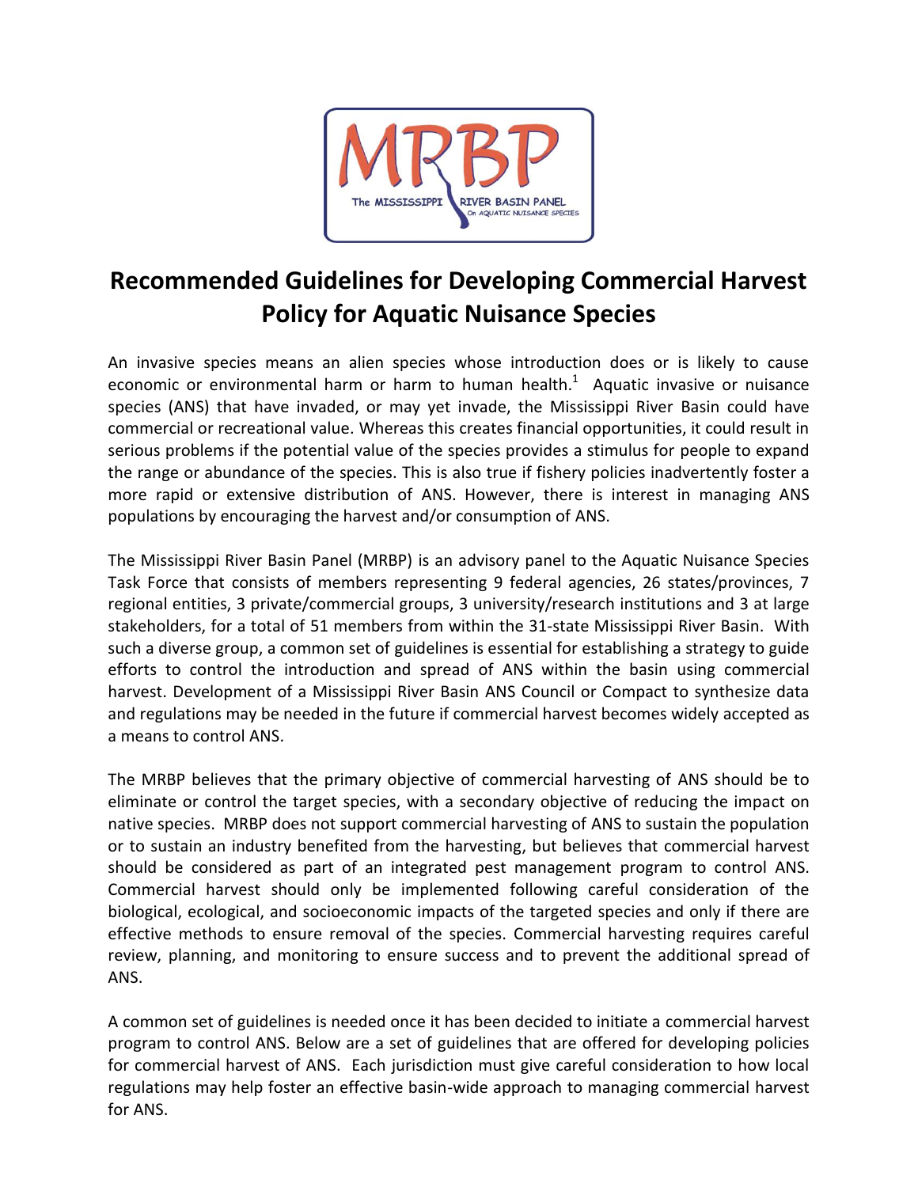# Recommended Guidelines for Developing Commercial Harvest Policy for Aquatic Nuisance Species

An invasive species means an alien species whose introduction does or is likely to cause economic or environmental harm or harm to human health.[1] Aquatic invasive or nuisance species (ANS) that have invaded, or may yet invade, the Mississippi River Basin could have commercial or recreational value. Whereas this creates financial opportunities, it could result in serious problems if the potential value of the species provides a stimulus for people to expand the range or abundance of the species. This is also true if fishery policies inadvertently foster a more rapid or extensive distribution of ANS. However, there is interest in managing ANS populations by encouraging the harvest and/or consumption of ANS.

The Mississippi River Basin Panel (MRBP) is an advisory panel to the Aquatic Nuisance Species Task Force that consists of members representing 9 federal agencies, 26 states/provinces, 7 regional entities, 3 private/commercial groups, 3 university/research institutions and 3 at large stakeholders, for a total of 51 members from within the 31-state Mississippi River Basin. With such a diverse group, a common set of guidelines is essential for establishing a strategy to guide efforts to control the introduction and spread of ANS within the basin using commercial harvest. Development of a Mississippi River Basin ANS Council or Compact to synthesize data and regulations may be needed in the future if commercial harvest becomes widely accepted as a means to control ANS.

The MRBP believes that the primary objective of commercial harvesting of ANS should be to eliminate or control the target species, with a secondary objective of reducing the impact on native species. MRBP does not support commercial harvesting of ANS to sustain the population or to sustain an industry benefited from the harvesting, but believes that commercial harvest should be considered as part of an integrated pest management program to control ANS. Commercial harvest should only be implemented following careful consideration of the biological, ecological, and socioeconomic impacts of the targeted species and only if there are effective methods to ensure removal of the species. Commercial harvesting requires careful review, planning, and monitoring to ensure success and to prevent the additional spread of ANS.

A common set of guidelines is needed once it has been decided to initiate a commercial harvest program to control ANS. Below are a set of guidelines that are offered for developing policies for commercial harvest of ANS. Each jurisdiction must give careful consideration to how local regulations may help foster an effective basin-wide approach to managing commercial harvest for ANS.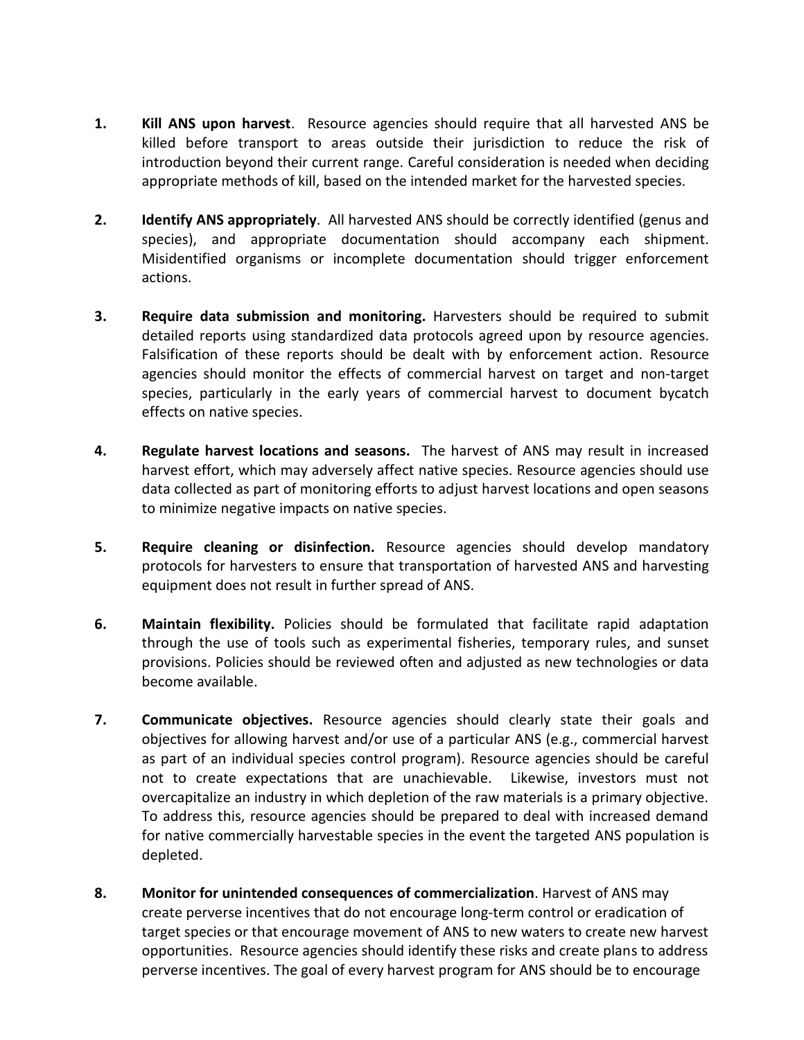1. **Kill ANS upon harvest**. Resource agencies should require that all harvested ANS be killed before transport to areas outside their jurisdiction to reduce the risk of introduction beyond their current range. Careful consideration is needed when deciding appropriate methods of kill, based on the intended market for the harvested species.

2. **Identify ANS appropriately**. All harvested ANS should be correctly identified (genus and species), and appropriate documentation should accompany each shipment. Misidentified organisms or incomplete documentation should trigger enforcement actions.

3. **Require data submission and monitoring.** Harvesters should be required to submit detailed reports using standardized data protocols agreed upon by resource agencies. Falsification of these reports should be dealt with by enforcement action. Resource agencies should monitor the effects of commercial harvest on target and non-target species, particularly in the early years of commercial harvest to document bycatch effects on native species.

4. **Regulate harvest locations and seasons.** The harvest of ANS may result in increased harvest effort, which may adversely affect native species. Resource agencies should use data collected as part of monitoring efforts to adjust harvest locations and open seasons to minimize negative impacts on native species.

5. **Require cleaning or disinfection.** Resource agencies should develop mandatory protocols for harvesters to ensure that transportation of harvested ANS and harvesting equipment does not result in further spread of ANS.

6. **Maintain flexibility.** Policies should be formulated that facilitate rapid adaptation through the use of tools such as experimental fisheries, temporary rules, and sunset provisions. Policies should be reviewed often and adjusted as new technologies or data become available.

7. **Communicate objectives.** Resource agencies should clearly state their goals and objectives for allowing harvest and/or use of a particular ANS (e.g., commercial harvest as part of an individual species control program). Resource agencies should be careful not to create expectations that are unachievable. Likewise, investors must not overcapitalize an industry in which depletion of the raw materials is a primary objective. To address this, resource agencies should be prepared to deal with increased demand for native commercially harvestable species in the event the targeted ANS population is depleted.

8. **Monitor for unintended consequences of commercialization**. Harvest of ANS may create perverse incentives that do not encourage long-term control or eradication of target species or that encourage movement of ANS to new waters to create new harvest opportunities. Resource agencies should identify these risks and create plans to address perverse incentives. The goal of every harvest program for ANS should be to encourage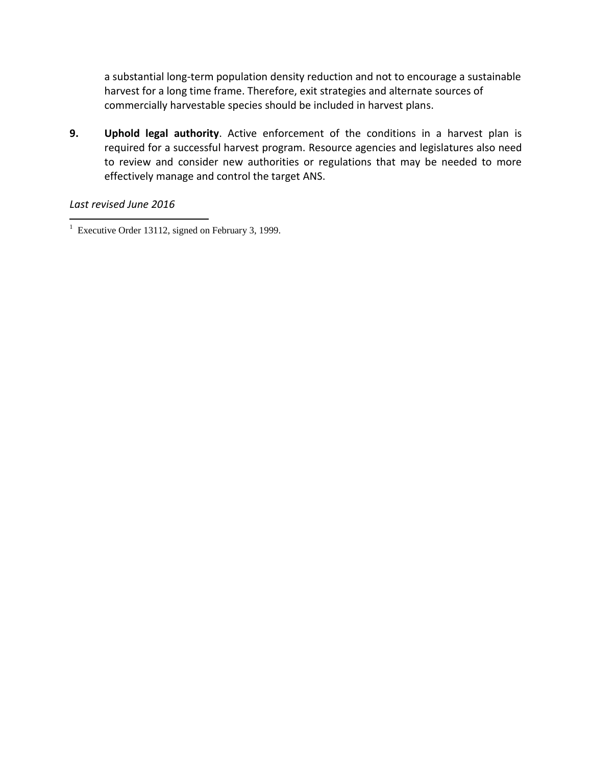a substantial long-term population density reduction and not to encourage a sustainable harvest for a long time frame. Therefore, exit strategies and alternate sources of commercially harvestable species should be included in harvest plans.

9. **Uphold legal authority**. Active enforcement of the conditions in a harvest plan is required for a successful harvest program. Resource agencies and legislatures also need to review and consider new authorities or regulations that may be needed to more effectively manage and control the target ANS.

*Last revised June 2016*

---

[1] Executive Order 13112, signed on February 3, 1999.